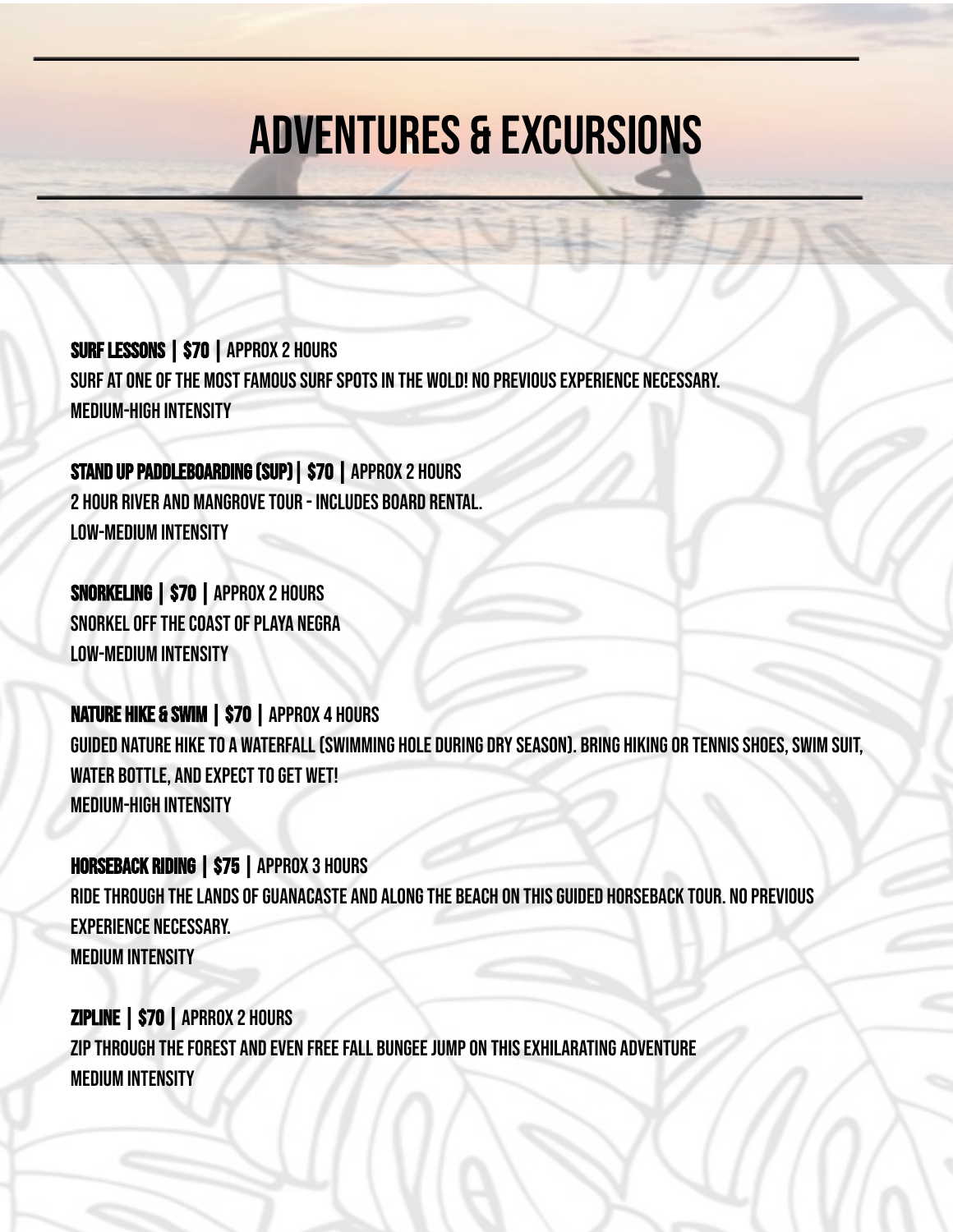# ADVENTURES & EXCURSIONS

**SURF LESSONS | $70 |** APPROX 2 HOURS
SURF AT ONE OF THE MOST FAMOUS SURF SPOTS IN THE WOLD! NO PREVIOUS EXPERIENCE NECESSARY.
MEDIUM-HIGH INTENSITY

**STAND UP PADDLEBOARDING (SUP) | $70 |** APPROX 2 HOURS
2 HOUR RIVER AND MANGROVE TOUR - INCLUDES BOARD RENTAL.
LOW-MEDIUM INTENSITY

**SNORKELING | $70 |** APPROX 2 HOURS
SNORKEL OFF THE COAST OF PLAYA NEGRA
LOW-MEDIUM INTENSITY

**NATURE HIKE & SWIM | $70 |** APPROX 4 HOURS
GUIDED NATURE HIKE TO A WATERFALL (SWIMMING HOLE DURING DRY SEASON). BRING HIKING OR TENNIS SHOES, SWIM SUIT, WATER BOTTLE, AND EXPECT TO GET WET!
MEDIUM-HIGH INTENSITY

**HORSEBACK RIDING | $75 |** APPROX 3 HOURS
RIDE THROUGH THE LANDS OF GUANACASTE AND ALONG THE BEACH ON THIS GUIDED HORSEBACK TOUR. NO PREVIOUS EXPERIENCE NECESSARY.
MEDIUM INTENSITY

**ZIPLINE | $70 |** APRROX 2 HOURS
ZIP THROUGH THE FOREST AND EVEN FREE FALL BUNGEE JUMP ON THIS EXHILARATING ADVENTURE
MEDIUM INTENSITY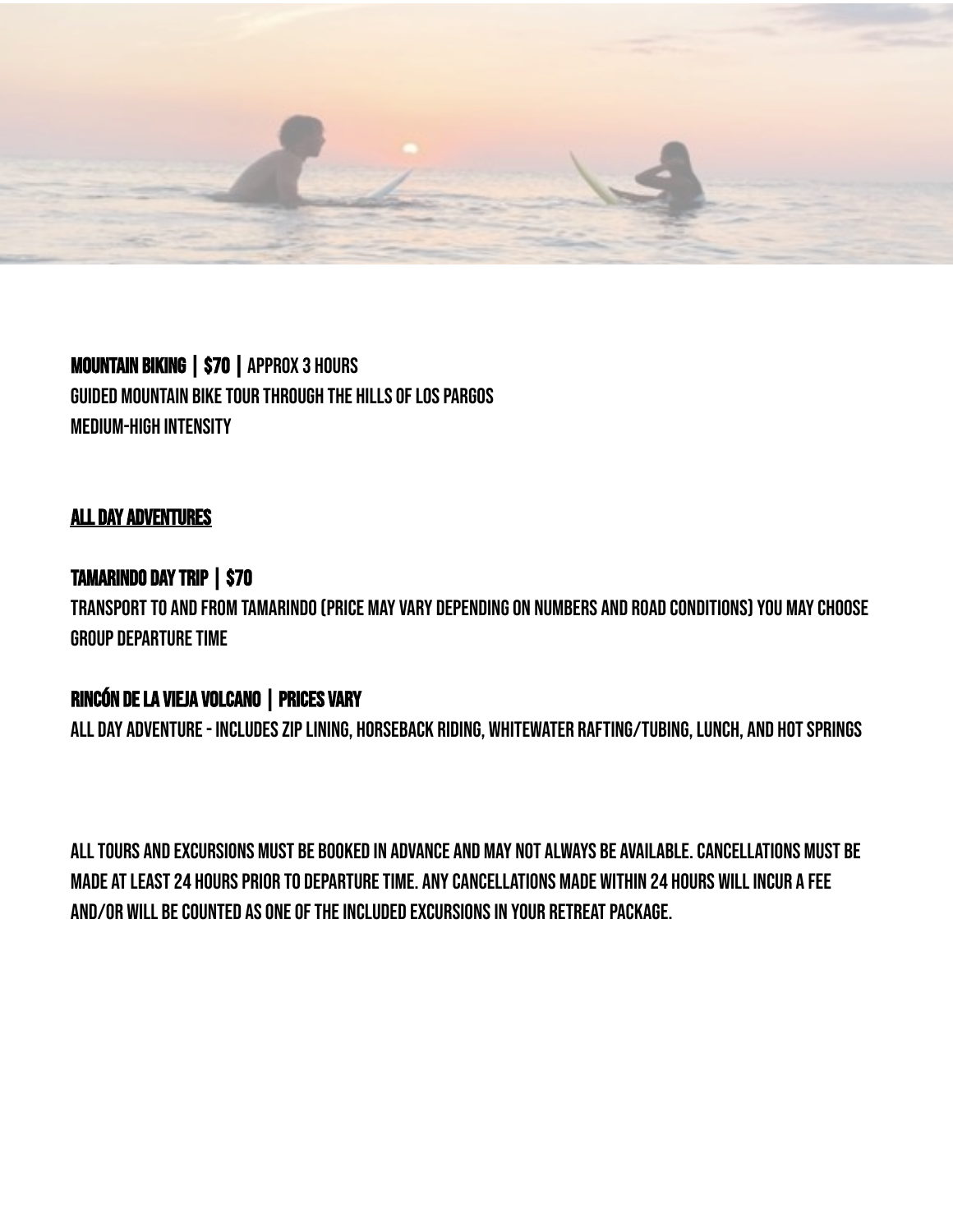**MOUNTAIN BIKING | $70 |** APPROX 3 HOURS
GUIDED MOUNTAIN BIKE TOUR THROUGH THE HILLS OF LOS PARGOS
MEDIUM-HIGH INTENSITY

## ALL DAY ADVENTURES

**TAMARINDO DAY TRIP | $70**
TRANSPORT TO AND FROM TAMARINDO (PRICE MAY VARY DEPENDING ON NUMBERS AND ROAD CONDITIONS) YOU MAY CHOOSE GROUP DEPARTURE TIME

**RINCÓN DE LA VIEJA VOLCANO | PRICES VARY**
ALL DAY ADVENTURE - INCLUDES ZIP LINING, HORSEBACK RIDING, WHITEWATER RAFTING/TUBING, LUNCH, AND HOT SPRINGS

ALL TOURS AND EXCURSIONS MUST BE BOOKED IN ADVANCE AND MAY NOT ALWAYS BE AVAILABLE. CANCELLATIONS MUST BE MADE AT LEAST 24 HOURS PRIOR TO DEPARTURE TIME. ANY CANCELLATIONS MADE WITHIN 24 HOURS WILL INCUR A FEE AND/OR WILL BE COUNTED AS ONE OF THE INCLUDED EXCURSIONS IN YOUR RETREAT PACKAGE.